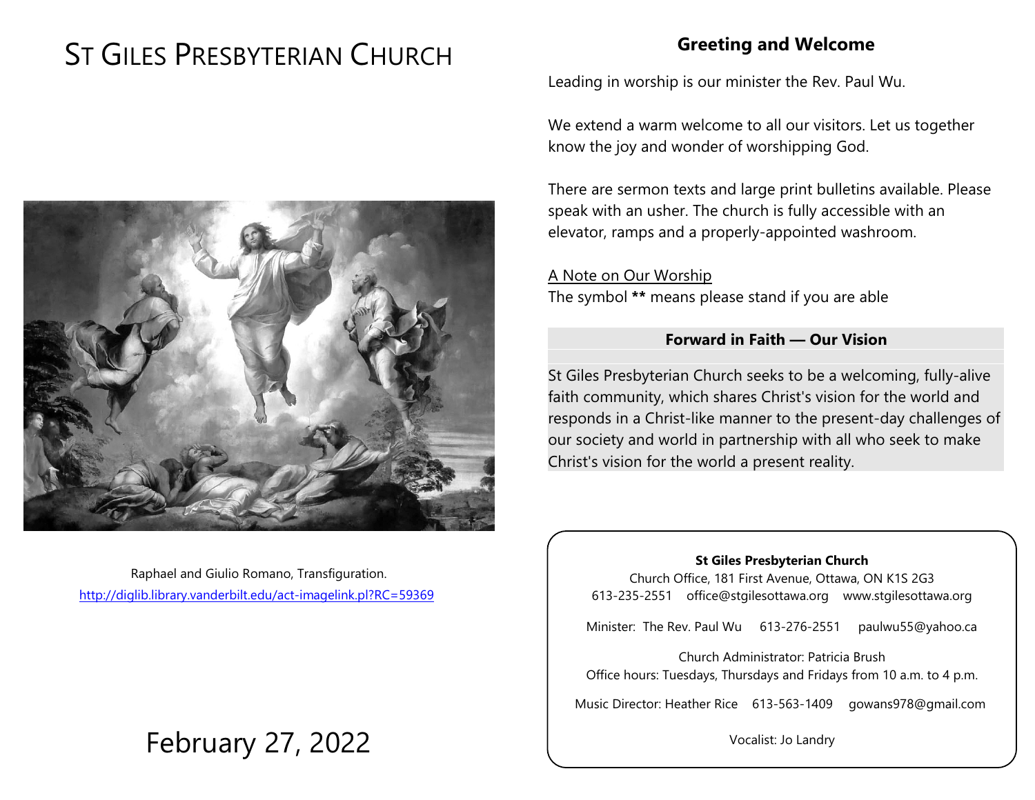# St Giles Presbyterian Church

Raphael and Giulio Romano, Transfiguration.
http://diglib.library.vanderbilt.edu/act-imagelink.pl?RC=59369

February 27, 2022

## Greeting and Welcome

Leading in worship is our minister the Rev. Paul Wu.

We extend a warm welcome to all our visitors. Let us together know the joy and wonder of worshipping God.

There are sermon texts and large print bulletins available. Please speak with an usher. The church is fully accessible with an elevator, ramps and a properly-appointed washroom.

A Note on Our Worship
The symbol ** means please stand if you are able

### Forward in Faith — Our Vision

St Giles Presbyterian Church seeks to be a welcoming, fully-alive faith community, which shares Christ's vision for the world and responds in a Christ-like manner to the present-day challenges of our society and world in partnership with all who seek to make Christ's vision for the world a present reality.

**St Giles Presbyterian Church**
Church Office, 181 First Avenue, Ottawa, ON K1S 2G3
613-235-2551 office@stgilesottawa.org www.stgilesottawa.org

Minister: The Rev. Paul Wu 613-276-2551 paulwu55@yahoo.ca

Church Administrator: Patricia Brush
Office hours: Tuesdays, Thursdays and Fridays from 10 a.m. to 4 p.m.

Music Director: Heather Rice 613-563-1409 gowans978@gmail.com

Vocalist: Jo Landry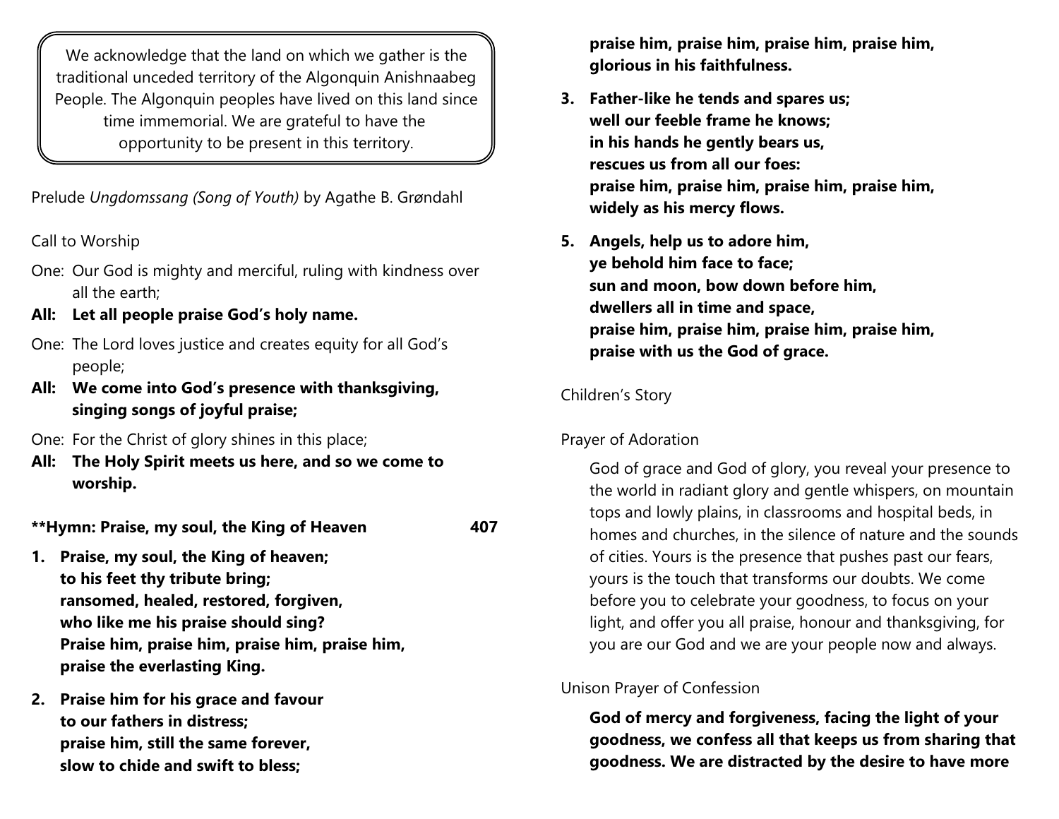> We acknowledge that the land on which we gather is the traditional unceded territory of the Algonquin Anishnaabeg People. The Algonquin peoples have lived on this land since time immemorial. We are grateful to have the opportunity to be present in this territory.

Prelude *Ungdomssang (Song of Youth)* by Agathe B. Grøndahl

Call to Worship

One: Our God is mighty and merciful, ruling with kindness over all the earth;

**All: Let all people praise God's holy name.**

One: The Lord loves justice and creates equity for all God's people;

**All: We come into God's presence with thanksgiving, singing songs of joyful praise;**

One: For the Christ of glory shines in this place;

**All: The Holy Spirit meets us here, and so we come to worship.**

**\*\*Hymn: Praise, my soul, the King of Heaven 407**

**1. Praise, my soul, the King of heaven;
to his feet thy tribute bring;
ransomed, healed, restored, forgiven,
who like me his praise should sing?
Praise him, praise him, praise him, praise him,
praise the everlasting King.**

**2. Praise him for his grace and favour
to our fathers in distress;
praise him, still the same forever,
slow to chide and swift to bless;
praise him, praise him, praise him, praise him,
glorious in his faithfulness.**

**3. Father-like he tends and spares us;
well our feeble frame he knows;
in his hands he gently bears us,
rescues us from all our foes:
praise him, praise him, praise him, praise him,
widely as his mercy flows.**

**5. Angels, help us to adore him,
ye behold him face to face;
sun and moon, bow down before him,
dwellers all in time and space,
praise him, praise him, praise him, praise him,
praise with us the God of grace.**

Children's Story

Prayer of Adoration

God of grace and God of glory, you reveal your presence to the world in radiant glory and gentle whispers, on mountain tops and lowly plains, in classrooms and hospital beds, in homes and churches, in the silence of nature and the sounds of cities. Yours is the presence that pushes past our fears, yours is the touch that transforms our doubts. We come before you to celebrate your goodness, to focus on your light, and offer you all praise, honour and thanksgiving, for you are our God and we are your people now and always.

Unison Prayer of Confession

**God of mercy and forgiveness, facing the light of your goodness, we confess all that keeps us from sharing that goodness. We are distracted by the desire to have more**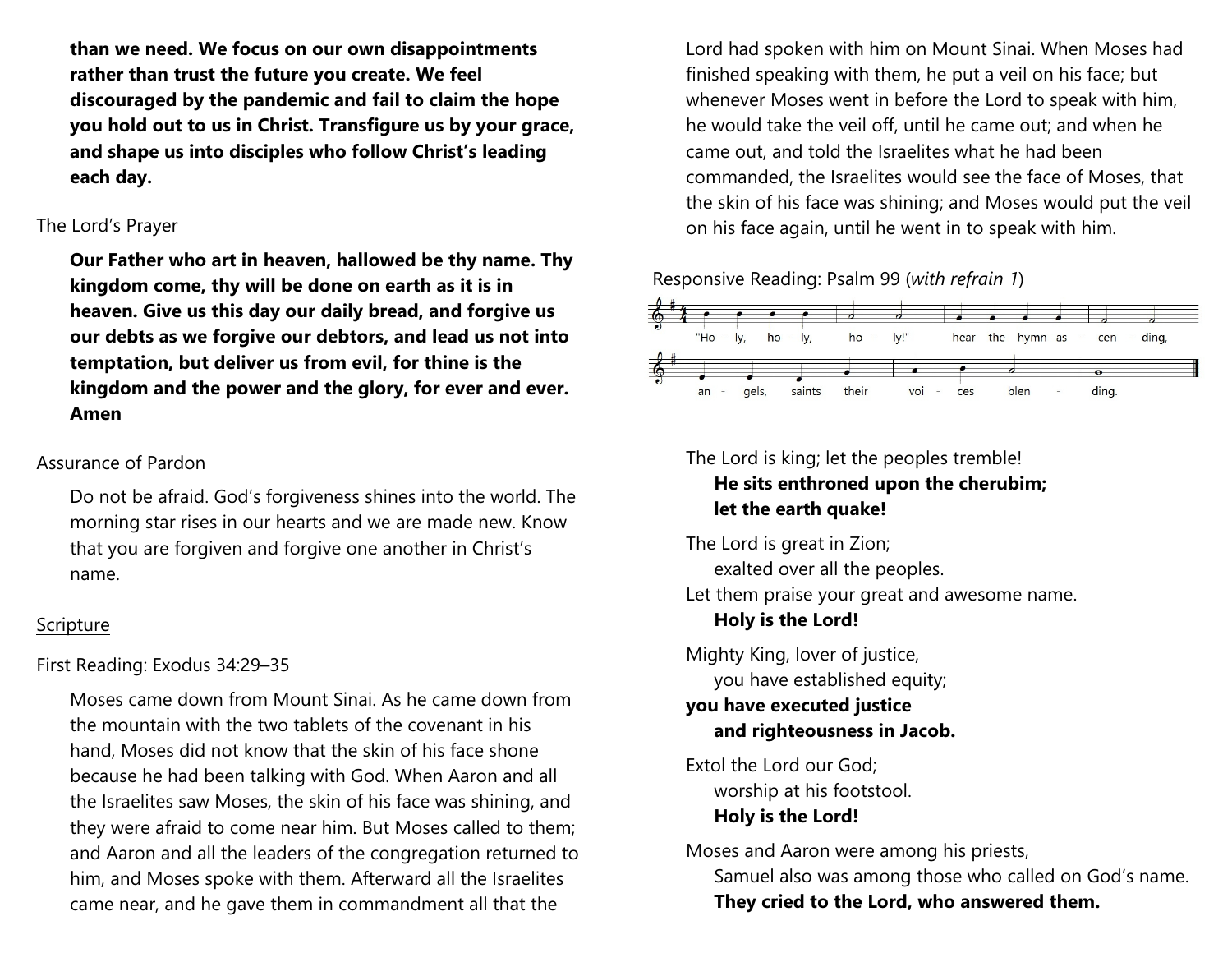**than we need. We focus on our own disappointments rather than trust the future you create. We feel discouraged by the pandemic and fail to claim the hope you hold out to us in Christ. Transfigure us by your grace, and shape us into disciples who follow Christ's leading each day.**

The Lord's Prayer

**Our Father who art in heaven, hallowed be thy name. Thy kingdom come, thy will be done on earth as it is in heaven. Give us this day our daily bread, and forgive us our debts as we forgive our debtors, and lead us not into temptation, but deliver us from evil, for thine is the kingdom and the power and the glory, for ever and ever. Amen**

Assurance of Pardon

Do not be afraid. God's forgiveness shines into the world. The morning star rises in our hearts and we are made new. Know that you are forgiven and forgive one another in Christ's name.

Scripture

First Reading: Exodus 34:29–35

Moses came down from Mount Sinai. As he came down from the mountain with the two tablets of the covenant in his hand, Moses did not know that the skin of his face shone because he had been talking with God. When Aaron and all the Israelites saw Moses, the skin of his face was shining, and they were afraid to come near him. But Moses called to them; and Aaron and all the leaders of the congregation returned to him, and Moses spoke with them. Afterward all the Israelites came near, and he gave them in commandment all that the Lord had spoken with him on Mount Sinai. When Moses had finished speaking with them, he put a veil on his face; but whenever Moses went in before the Lord to speak with him, he would take the veil off, until he came out; and when he came out, and told the Israelites what he had been commanded, the Israelites would see the face of Moses, that the skin of his face was shining; and Moses would put the veil on his face again, until he went in to speak with him.

Responsive Reading: Psalm 99 (*with refrain 1*)

"Ho - ly, ho - ly, ho - ly!" hear the hymn as - cen - ding, an - gels, saints their voi - ces blen - ding.

The Lord is king; let the peoples tremble!
**He sits enthroned upon the cherubim;**
**let the earth quake!**

The Lord is great in Zion;
exalted over all the peoples.
Let them praise your great and awesome name.
**Holy is the Lord!**

Mighty King, lover of justice,
you have established equity;
**you have executed justice**
**and righteousness in Jacob.**

Extol the Lord our God;
worship at his footstool.
**Holy is the Lord!**

Moses and Aaron were among his priests,
Samuel also was among those who called on God's name.
**They cried to the Lord, who answered them.**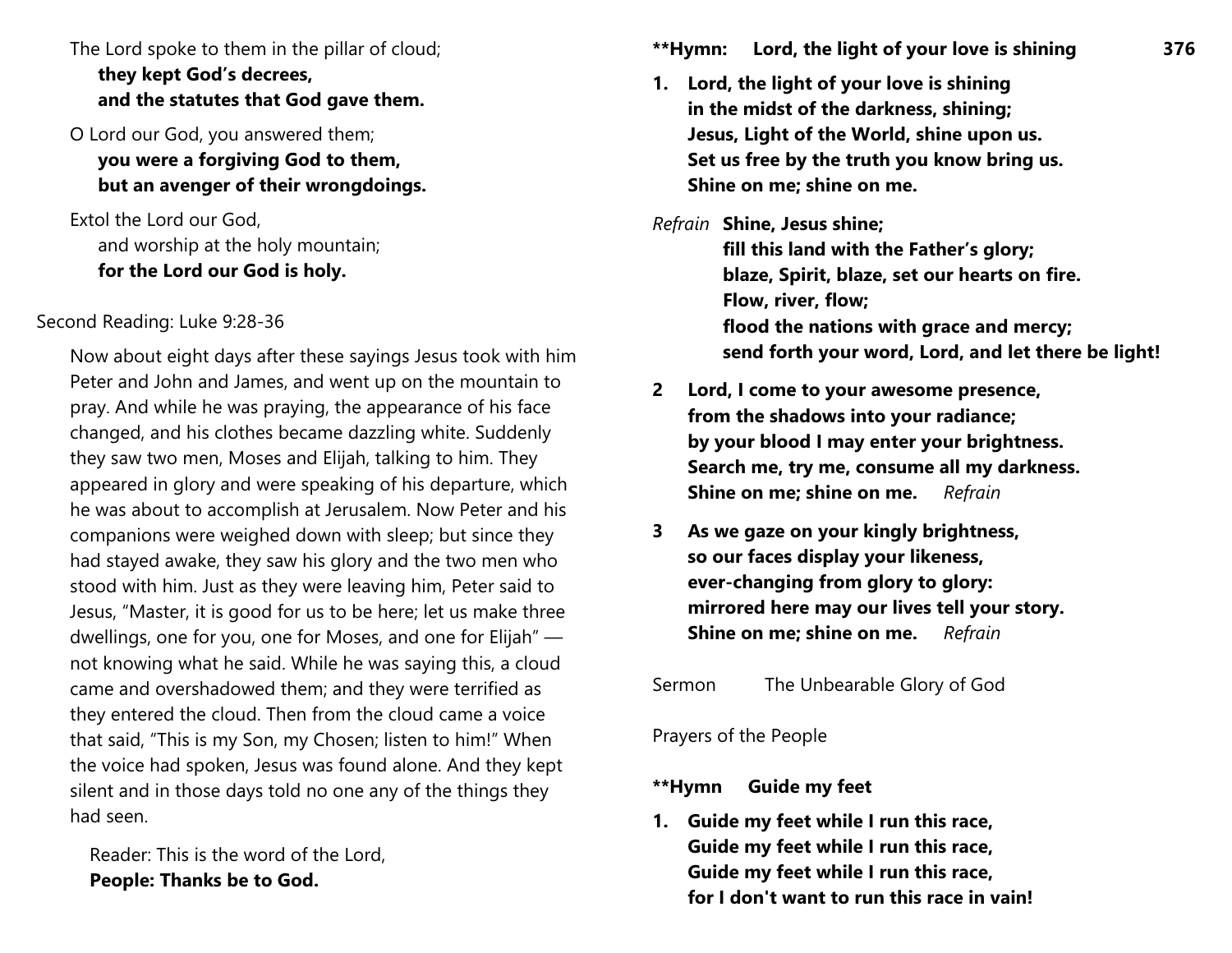The Lord spoke to them in the pillar of cloud;
**they kept God's decrees,**
**and the statutes that God gave them.**

O Lord our God, you answered them;
**you were a forgiving God to them,**
**but an avenger of their wrongdoings.**

Extol the Lord our God,
and worship at the holy mountain;
**for the Lord our God is holy.**

Second Reading: Luke 9:28-36

Now about eight days after these sayings Jesus took with him Peter and John and James, and went up on the mountain to pray. And while he was praying, the appearance of his face changed, and his clothes became dazzling white. Suddenly they saw two men, Moses and Elijah, talking to him. They appeared in glory and were speaking of his departure, which he was about to accomplish at Jerusalem. Now Peter and his companions were weighed down with sleep; but since they had stayed awake, they saw his glory and the two men who stood with him. Just as they were leaving him, Peter said to Jesus, "Master, it is good for us to be here; let us make three dwellings, one for you, one for Moses, and one for Elijah" — not knowing what he said. While he was saying this, a cloud came and overshadowed them; and they were terrified as they entered the cloud. Then from the cloud came a voice that said, "This is my Son, my Chosen; listen to him!" When the voice had spoken, Jesus was found alone. And they kept silent and in those days told no one any of the things they had seen.

Reader: This is the word of the Lord,
**People: Thanks be to God.**

**\*\*Hymn: Lord, the light of your love is shining 376**

**1. Lord, the light of your love is shining**
**in the midst of the darkness, shining;**
**Jesus, Light of the World, shine upon us.**
**Set us free by the truth you know bring us.**
**Shine on me; shine on me.**

*Refrain* **Shine, Jesus shine;**
**fill this land with the Father's glory;**
**blaze, Spirit, blaze, set our hearts on fire.**
**Flow, river, flow;**
**flood the nations with grace and mercy;**
**send forth your word, Lord, and let there be light!**

**2 Lord, I come to your awesome presence,**
**from the shadows into your radiance;**
**by your blood I may enter your brightness.**
**Search me, try me, consume all my darkness.**
**Shine on me; shine on me.** *Refrain*

**3 As we gaze on your kingly brightness,**
**so our faces display your likeness,**
**ever-changing from glory to glory:**
**mirrored here may our lives tell your story.**
**Shine on me; shine on me.** *Refrain*

Sermon The Unbearable Glory of God

Prayers of the People

**\*\*Hymn Guide my feet**

**1. Guide my feet while I run this race,**
**Guide my feet while I run this race,**
**Guide my feet while I run this race,**
**for I don't want to run this race in vain!**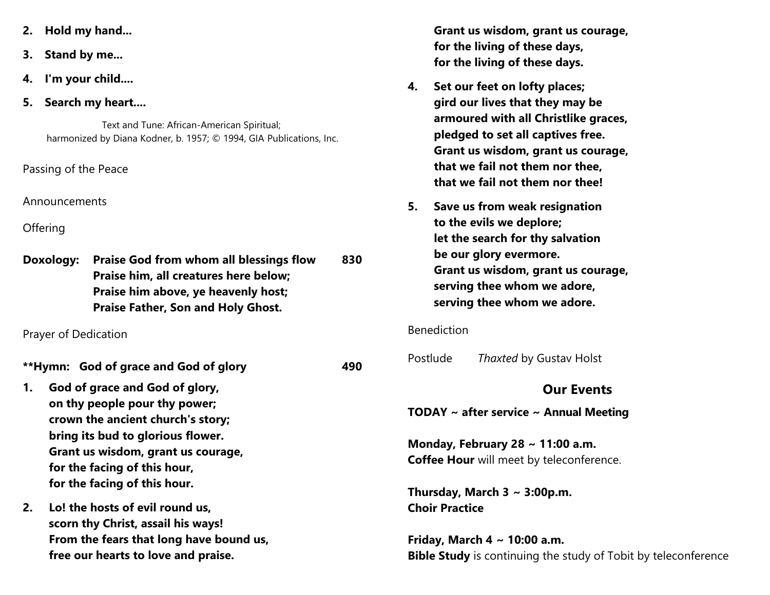2. **Hold my hand...**
3. **Stand by me...**
4. **I'm your child....**
5. **Search my heart....**

Text and Tune: African-American Spiritual;
harmonized by Diana Kodner, b. 1957; © 1994, GIA Publications, Inc.

Passing of the Peace

Announcements

Offering

**Doxology:** **Praise God from whom all blessings flow** **830**
**Praise him, all creatures here below;**
**Praise him above, ye heavenly host;**
**Praise Father, Son and Holy Ghost.**

Prayer of Dedication

**\*\*Hymn: God of grace and God of glory** **490**

1. **God of grace and God of glory,**
 **on thy people pour thy power;**
 **crown the ancient church's story;**
 **bring its bud to glorious flower.**
 **Grant us wisdom, grant us courage,**
 **for the facing of this hour,**
 **for the facing of this hour.**

2. **Lo! the hosts of evil round us,**
 **scorn thy Christ, assail his ways!**
 **From the fears that long have bound us,**
 **free our hearts to love and praise.**
 **Grant us wisdom, grant us courage,**
 **for the living of these days,**
 **for the living of these days.**

4. **Set our feet on lofty places;**
 **gird our lives that they may be**
 **armoured with all Christlike graces,**
 **pledged to set all captives free.**
 **Grant us wisdom, grant us courage,**
 **that we fail not them nor thee,**
 **that we fail not them nor thee!**

5. **Save us from weak resignation**
 **to the evils we deplore;**
 **let the search for thy salvation**
 **be our glory evermore.**
 **Grant us wisdom, grant us courage,**
 **serving thee whom we adore,**
 **serving thee whom we adore.**

Benediction

Postlude *Thaxted* by Gustav Holst

## Our Events

**TODAY ~ after service ~ Annual Meeting**

**Monday, February 28 ~ 11:00 a.m.**
**Coffee Hour** will meet by teleconference.

**Thursday, March 3 ~ 3:00p.m.**
**Choir Practice**

**Friday, March 4 ~ 10:00 a.m.**
**Bible Study** is continuing the study of Tobit by teleconference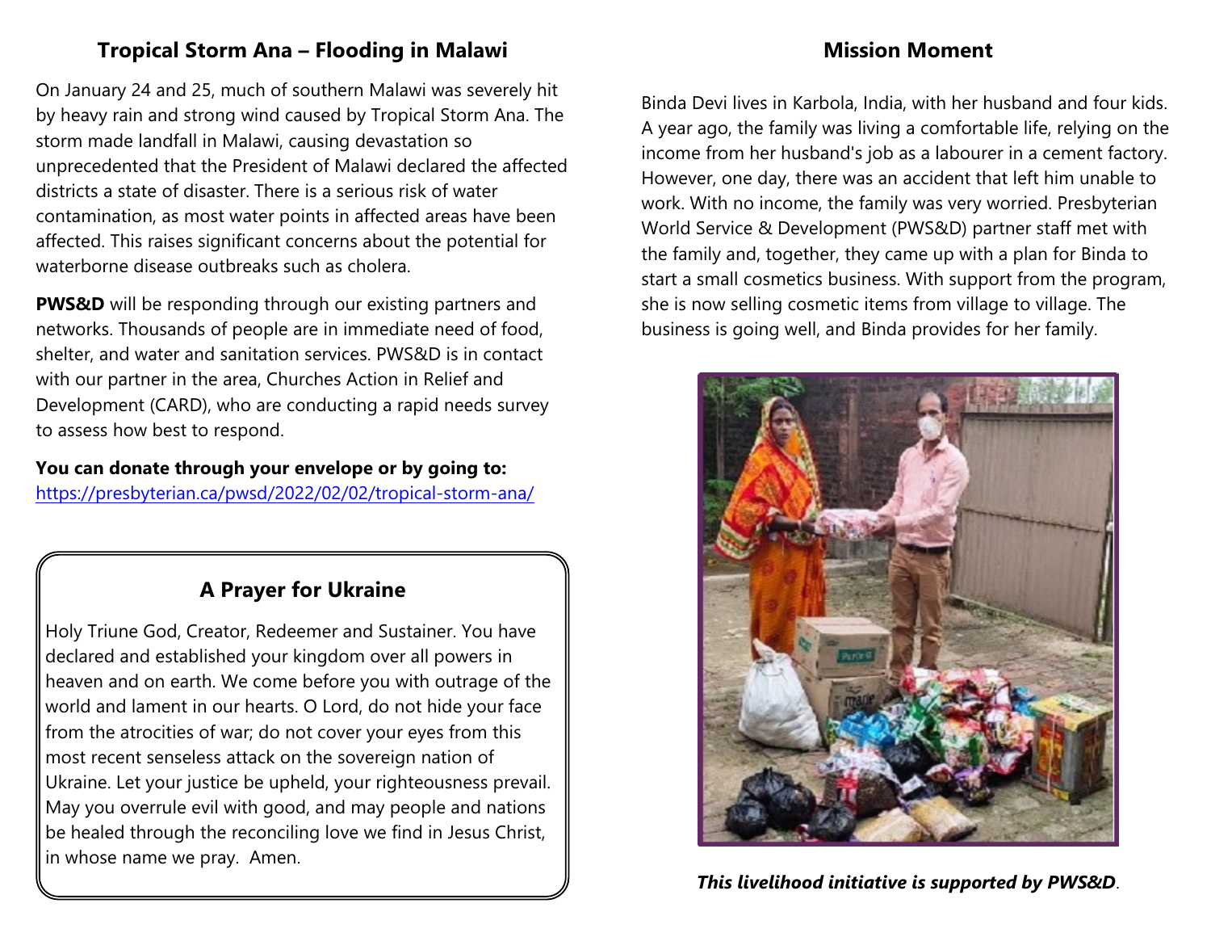## Tropical Storm Ana – Flooding in Malawi

On January 24 and 25, much of southern Malawi was severely hit by heavy rain and strong wind caused by Tropical Storm Ana. The storm made landfall in Malawi, causing devastation so unprecedented that the President of Malawi declared the affected districts a state of disaster. There is a serious risk of water contamination, as most water points in affected areas have been affected. This raises significant concerns about the potential for waterborne disease outbreaks such as cholera.

**PWS&D** will be responding through our existing partners and networks. Thousands of people are in immediate need of food, shelter, and water and sanitation services. PWS&D is in contact with our partner in the area, Churches Action in Relief and Development (CARD), who are conducting a rapid needs survey to assess how best to respond.

**You can donate through your envelope or by going to:**
https://presbyterian.ca/pwsd/2022/02/02/tropical-storm-ana/

## A Prayer for Ukraine

Holy Triune God, Creator, Redeemer and Sustainer. You have declared and established your kingdom over all powers in heaven and on earth. We come before you with outrage of the world and lament in our hearts. O Lord, do not hide your face from the atrocities of war; do not cover your eyes from this most recent senseless attack on the sovereign nation of Ukraine. Let your justice be upheld, your righteousness prevail. May you overrule evil with good, and may people and nations be healed through the reconciling love we find in Jesus Christ, in whose name we pray. Amen.

## Mission Moment

Binda Devi lives in Karbola, India, with her husband and four kids. A year ago, the family was living a comfortable life, relying on the income from her husband's job as a labourer in a cement factory. However, one day, there was an accident that left him unable to work. With no income, the family was very worried. Presbyterian World Service & Development (PWS&D) partner staff met with the family and, together, they came up with a plan for Binda to start a small cosmetics business. With support from the program, she is now selling cosmetic items from village to village. The business is going well, and Binda provides for her family.

***This livelihood initiative is supported by PWS&D*.**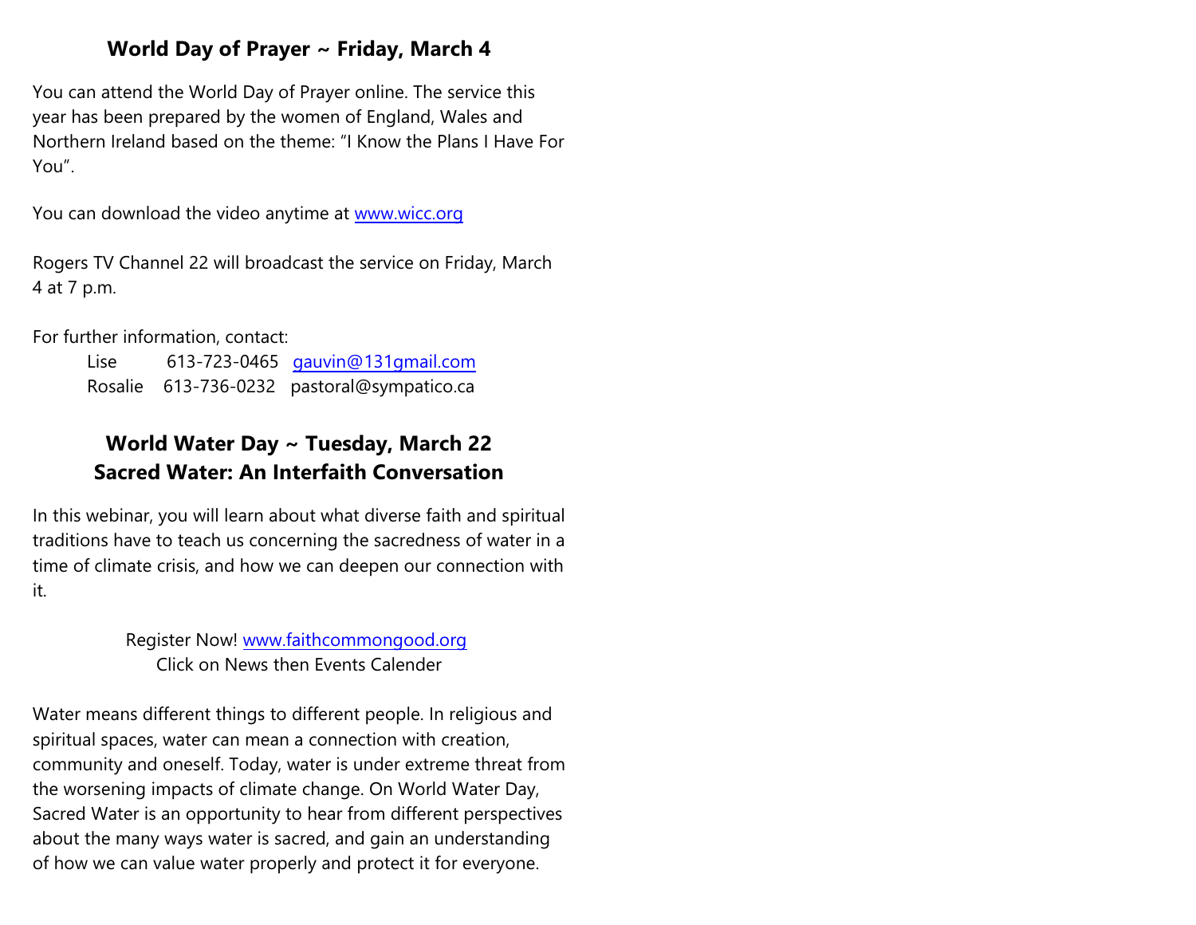## World Day of Prayer ~ Friday, March 4

You can attend the World Day of Prayer online. The service this year has been prepared by the women of England, Wales and Northern Ireland based on the theme: "I Know the Plans I Have For You".

You can download the video anytime at www.wicc.org

Rogers TV Channel 22 will broadcast the service on Friday, March 4 at 7 p.m.

For further information, contact:

Lise 613-723-0465 gauvin@131gmail.com
Rosalie 613-736-0232 pastoral@sympatico.ca

## World Water Day ~ Tuesday, March 22
## Sacred Water: An Interfaith Conversation

In this webinar, you will learn about what diverse faith and spiritual traditions have to teach us concerning the sacredness of water in a time of climate crisis, and how we can deepen our connection with it.

Register Now! www.faithcommongood.org
Click on News then Events Calender

Water means different things to different people. In religious and spiritual spaces, water can mean a connection with creation, community and oneself. Today, water is under extreme threat from the worsening impacts of climate change. On World Water Day, Sacred Water is an opportunity to hear from different perspectives about the many ways water is sacred, and gain an understanding of how we can value water properly and protect it for everyone.